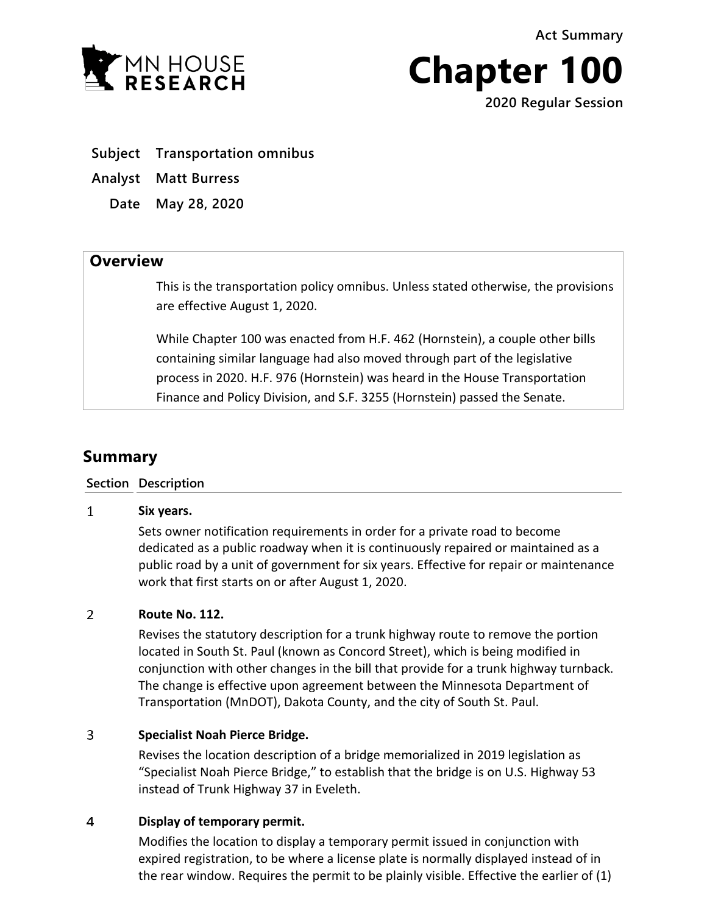MN HOUSE RESEARCH

Act Summary

# Chapter 100

**2020 Regular Session**

**Subject** Transportation omnibus

**Analyst** Matt Burress

**Date** May 28, 2020

## Overview

This is the transportation policy omnibus. Unless stated otherwise, the provisions are effective August 1, 2020.

While Chapter 100 was enacted from H.F. 462 (Hornstein), a couple other bills containing similar language had also moved through part of the legislative process in 2020. H.F. 976 (Hornstein) was heard in the House Transportation Finance and Policy Division, and S.F. 3255 (Hornstein) passed the Senate.

## Summary

| Section | Description |
|---|---|
| 1 | **Six years.**<br>Sets owner notification requirements in order for a private road to become dedicated as a public roadway when it is continuously repaired or maintained as a public road by a unit of government for six years. Effective for repair or maintenance work that first starts on or after August 1, 2020. |
| 2 | **Route No. 112.**<br>Revises the statutory description for a trunk highway route to remove the portion located in South St. Paul (known as Concord Street), which is being modified in conjunction with other changes in the bill that provide for a trunk highway turnback. The change is effective upon agreement between the Minnesota Department of Transportation (MnDOT), Dakota County, and the city of South St. Paul. |
| 3 | **Specialist Noah Pierce Bridge.**<br>Revises the location description of a bridge memorialized in 2019 legislation as "Specialist Noah Pierce Bridge," to establish that the bridge is on U.S. Highway 53 instead of Trunk Highway 37 in Eveleth. |
| 4 | **Display of temporary permit.**<br>Modifies the location to display a temporary permit issued in conjunction with expired registration, to be where a license plate is normally displayed instead of in the rear window. Requires the permit to be plainly visible. Effective the earlier of (1) |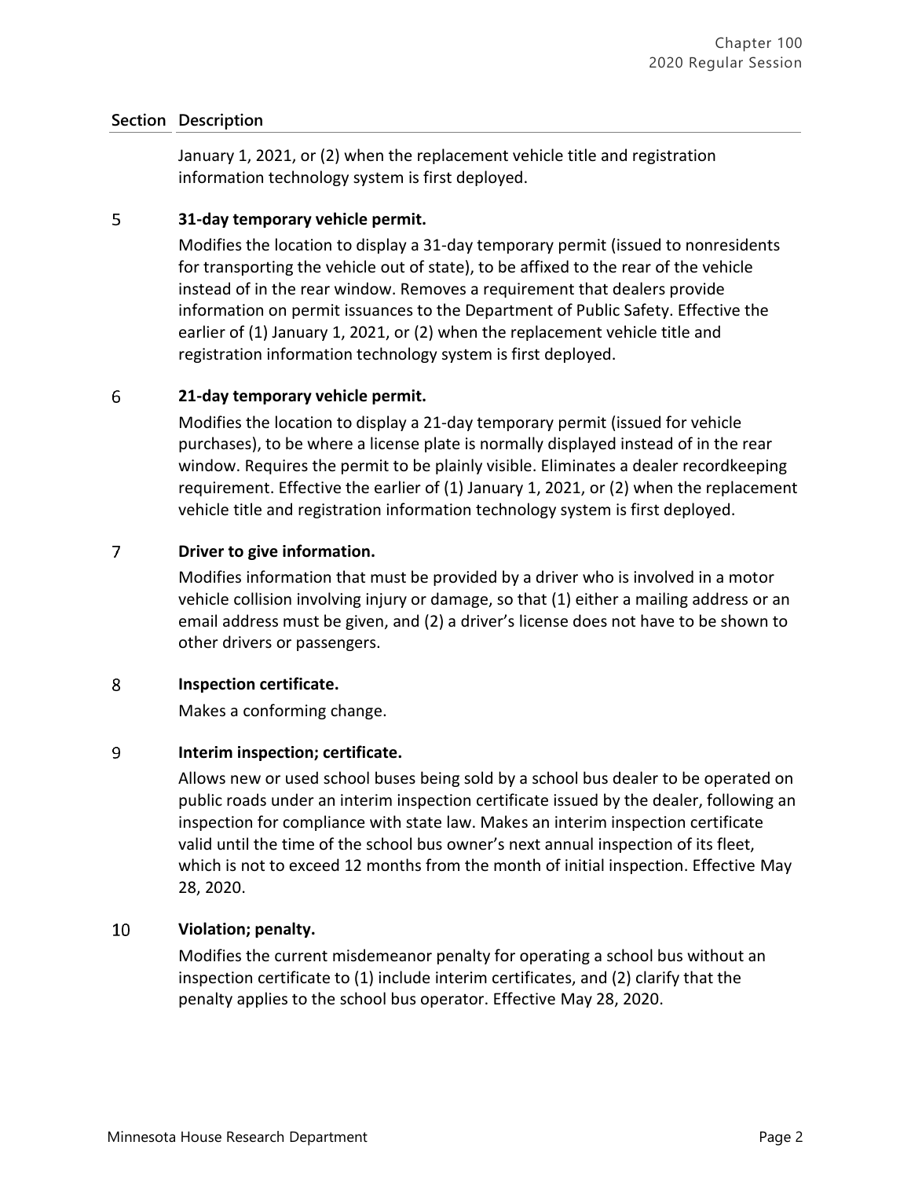| Section | Description |
|---|---|
| | January 1, 2021, or (2) when the replacement vehicle title and registration information technology system is first deployed. |
| 5 | **31-day temporary vehicle permit.**<br>Modifies the location to display a 31-day temporary permit (issued to nonresidents for transporting the vehicle out of state), to be affixed to the rear of the vehicle instead of in the rear window. Removes a requirement that dealers provide information on permit issuances to the Department of Public Safety. Effective the earlier of (1) January 1, 2021, or (2) when the replacement vehicle title and registration information technology system is first deployed. |
| 6 | **21-day temporary vehicle permit.**<br>Modifies the location to display a 21-day temporary permit (issued for vehicle purchases), to be where a license plate is normally displayed instead of in the rear window. Requires the permit to be plainly visible. Eliminates a dealer recordkeeping requirement. Effective the earlier of (1) January 1, 2021, or (2) when the replacement vehicle title and registration information technology system is first deployed. |
| 7 | **Driver to give information.**<br>Modifies information that must be provided by a driver who is involved in a motor vehicle collision involving injury or damage, so that (1) either a mailing address or an email address must be given, and (2) a driver's license does not have to be shown to other drivers or passengers. |
| 8 | **Inspection certificate.**<br>Makes a conforming change. |
| 9 | **Interim inspection; certificate.**<br>Allows new or used school buses being sold by a school bus dealer to be operated on public roads under an interim inspection certificate issued by the dealer, following an inspection for compliance with state law. Makes an interim inspection certificate valid until the time of the school bus owner's next annual inspection of its fleet, which is not to exceed 12 months from the month of initial inspection. Effective May 28, 2020. |
| 10 | **Violation; penalty.**<br>Modifies the current misdemeanor penalty for operating a school bus without an inspection certificate to (1) include interim certificates, and (2) clarify that the penalty applies to the school bus operator. Effective May 28, 2020. |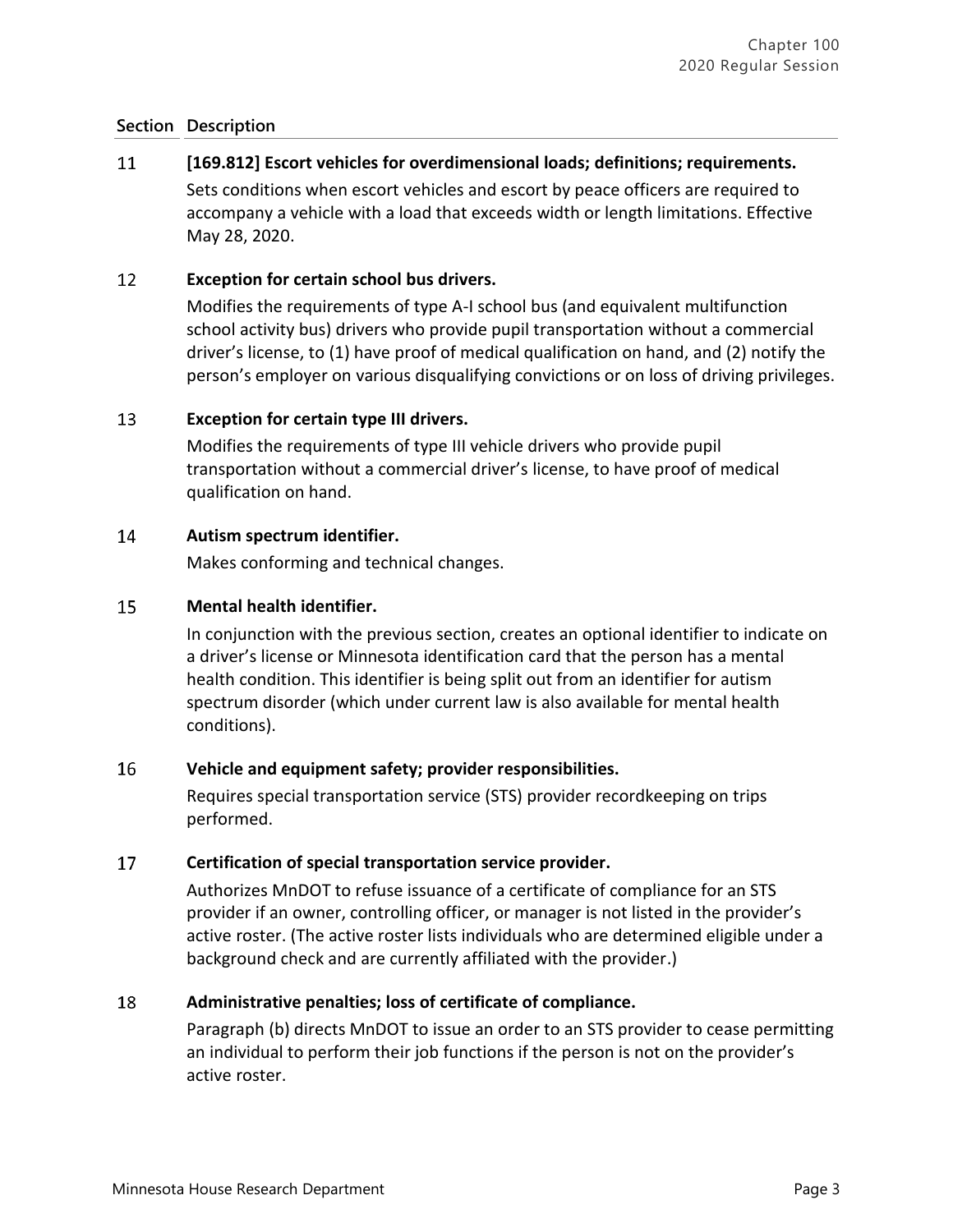| Section | Description |
|---|---|
| 11 | **[169.812] Escort vehicles for overdimensional loads; definitions; requirements.** Sets conditions when escort vehicles and escort by peace officers are required to accompany a vehicle with a load that exceeds width or length limitations. Effective May 28, 2020. |
| 12 | **Exception for certain school bus drivers.** Modifies the requirements of type A-I school bus (and equivalent multifunction school activity bus) drivers who provide pupil transportation without a commercial driver's license, to (1) have proof of medical qualification on hand, and (2) notify the person's employer on various disqualifying convictions or on loss of driving privileges. |
| 13 | **Exception for certain type III drivers.** Modifies the requirements of type III vehicle drivers who provide pupil transportation without a commercial driver's license, to have proof of medical qualification on hand. |
| 14 | **Autism spectrum identifier.** Makes conforming and technical changes. |
| 15 | **Mental health identifier.** In conjunction with the previous section, creates an optional identifier to indicate on a driver's license or Minnesota identification card that the person has a mental health condition. This identifier is being split out from an identifier for autism spectrum disorder (which under current law is also available for mental health conditions). |
| 16 | **Vehicle and equipment safety; provider responsibilities.** Requires special transportation service (STS) provider recordkeeping on trips performed. |
| 17 | **Certification of special transportation service provider.** Authorizes MnDOT to refuse issuance of a certificate of compliance for an STS provider if an owner, controlling officer, or manager is not listed in the provider's active roster. (The active roster lists individuals who are determined eligible under a background check and are currently affiliated with the provider.) |
| 18 | **Administrative penalties; loss of certificate of compliance.** Paragraph (b) directs MnDOT to issue an order to an STS provider to cease permitting an individual to perform their job functions if the person is not on the provider's active roster. |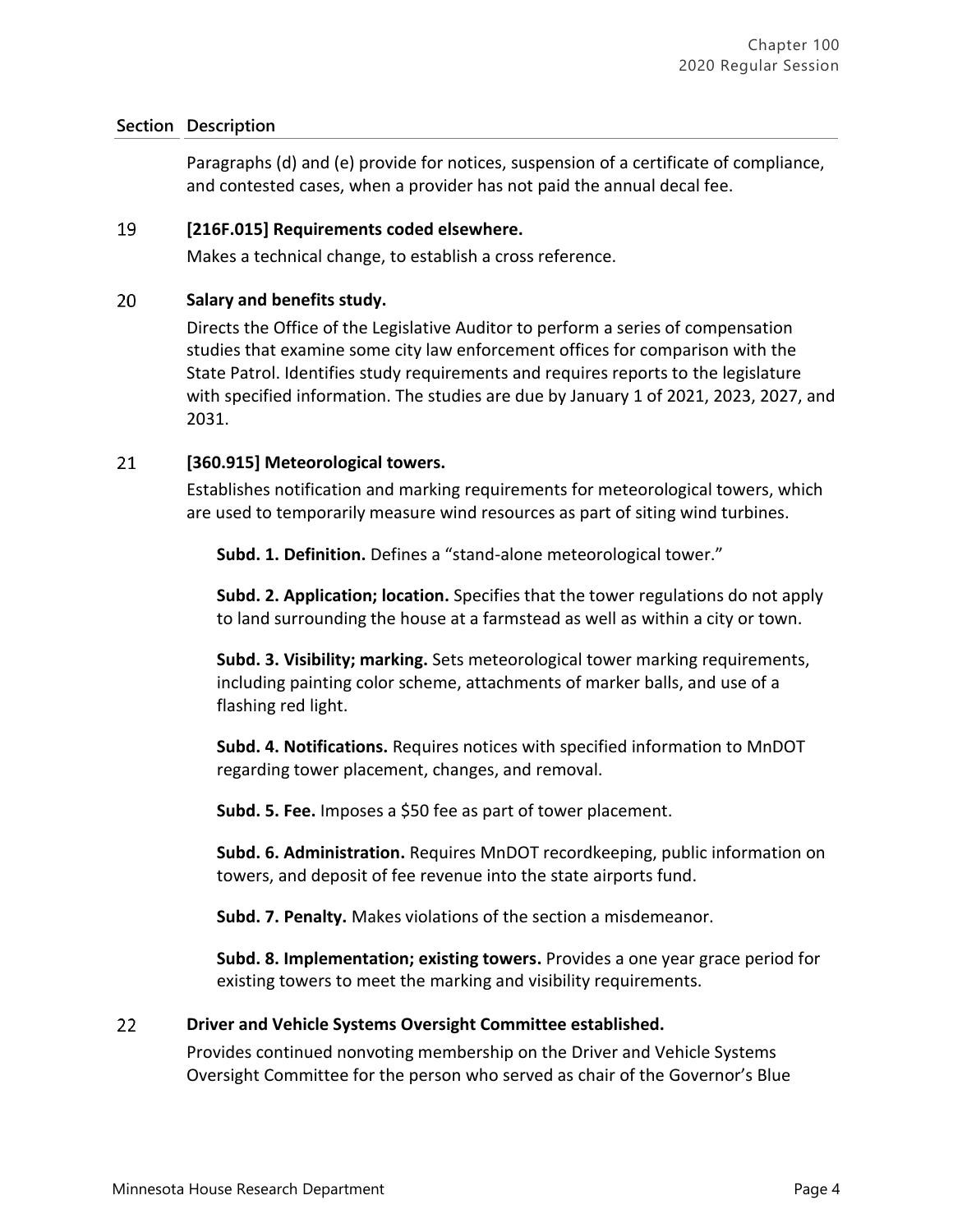| Section | Description |
|---|---|
| | Paragraphs (d) and (e) provide for notices, suspension of a certificate of compliance, and contested cases, when a provider has not paid the annual decal fee. |
| 19 | **[216F.015] Requirements coded elsewhere.**<br>Makes a technical change, to establish a cross reference. |
| 20 | **Salary and benefits study.**<br>Directs the Office of the Legislative Auditor to perform a series of compensation studies that examine some city law enforcement offices for comparison with the State Patrol. Identifies study requirements and requires reports to the legislature with specified information. The studies are due by January 1 of 2021, 2023, 2027, and 2031. |
| 21 | **[360.915] Meteorological towers.**<br>Establishes notification and marking requirements for meteorological towers, which are used to temporarily measure wind resources as part of siting wind turbines.<br><br>**Subd. 1. Definition.** Defines a "stand-alone meteorological tower."<br><br>**Subd. 2. Application; location.** Specifies that the tower regulations do not apply to land surrounding the house at a farmstead as well as within a city or town.<br><br>**Subd. 3. Visibility; marking.** Sets meteorological tower marking requirements, including painting color scheme, attachments of marker balls, and use of a flashing red light.<br><br>**Subd. 4. Notifications.** Requires notices with specified information to MnDOT regarding tower placement, changes, and removal.<br><br>**Subd. 5. Fee.** Imposes a $50 fee as part of tower placement.<br><br>**Subd. 6. Administration.** Requires MnDOT recordkeeping, public information on towers, and deposit of fee revenue into the state airports fund.<br><br>**Subd. 7. Penalty.** Makes violations of the section a misdemeanor.<br><br>**Subd. 8. Implementation; existing towers.** Provides a one year grace period for existing towers to meet the marking and visibility requirements. |
| 22 | **Driver and Vehicle Systems Oversight Committee established.**<br>Provides continued nonvoting membership on the Driver and Vehicle Systems Oversight Committee for the person who served as chair of the Governor's Blue |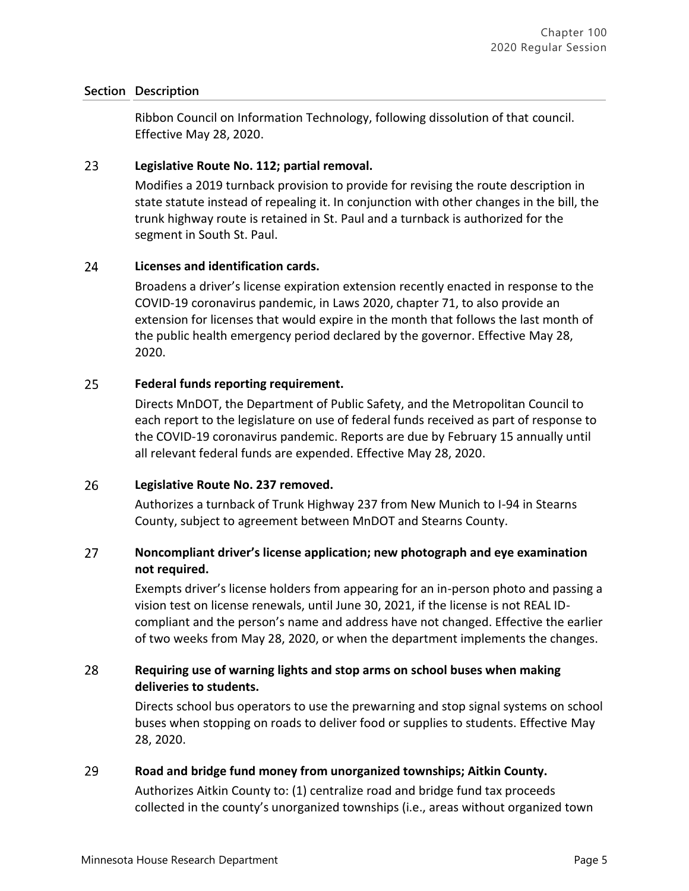| Section | Description |
|---|---|
| | Ribbon Council on Information Technology, following dissolution of that council. Effective May 28, 2020. |
| 23 | **Legislative Route No. 112; partial removal.** Modifies a 2019 turnback provision to provide for revising the route description in state statute instead of repealing it. In conjunction with other changes in the bill, the trunk highway route is retained in St. Paul and a turnback is authorized for the segment in South St. Paul. |
| 24 | **Licenses and identification cards.** Broadens a driver's license expiration extension recently enacted in response to the COVID-19 coronavirus pandemic, in Laws 2020, chapter 71, to also provide an extension for licenses that would expire in the month that follows the last month of the public health emergency period declared by the governor. Effective May 28, 2020. |
| 25 | **Federal funds reporting requirement.** Directs MnDOT, the Department of Public Safety, and the Metropolitan Council to each report to the legislature on use of federal funds received as part of response to the COVID-19 coronavirus pandemic. Reports are due by February 15 annually until all relevant federal funds are expended. Effective May 28, 2020. |
| 26 | **Legislative Route No. 237 removed.** Authorizes a turnback of Trunk Highway 237 from New Munich to I-94 in Stearns County, subject to agreement between MnDOT and Stearns County. |
| 27 | **Noncompliant driver's license application; new photograph and eye examination not required.** Exempts driver's license holders from appearing for an in-person photo and passing a vision test on license renewals, until June 30, 2021, if the license is not REAL ID-compliant and the person's name and address have not changed. Effective the earlier of two weeks from May 28, 2020, or when the department implements the changes. |
| 28 | **Requiring use of warning lights and stop arms on school buses when making deliveries to students.** Directs school bus operators to use the prewarning and stop signal systems on school buses when stopping on roads to deliver food or supplies to students. Effective May 28, 2020. |
| 29 | **Road and bridge fund money from unorganized townships; Aitkin County.** Authorizes Aitkin County to: (1) centralize road and bridge fund tax proceeds collected in the county's unorganized townships (i.e., areas without organized town |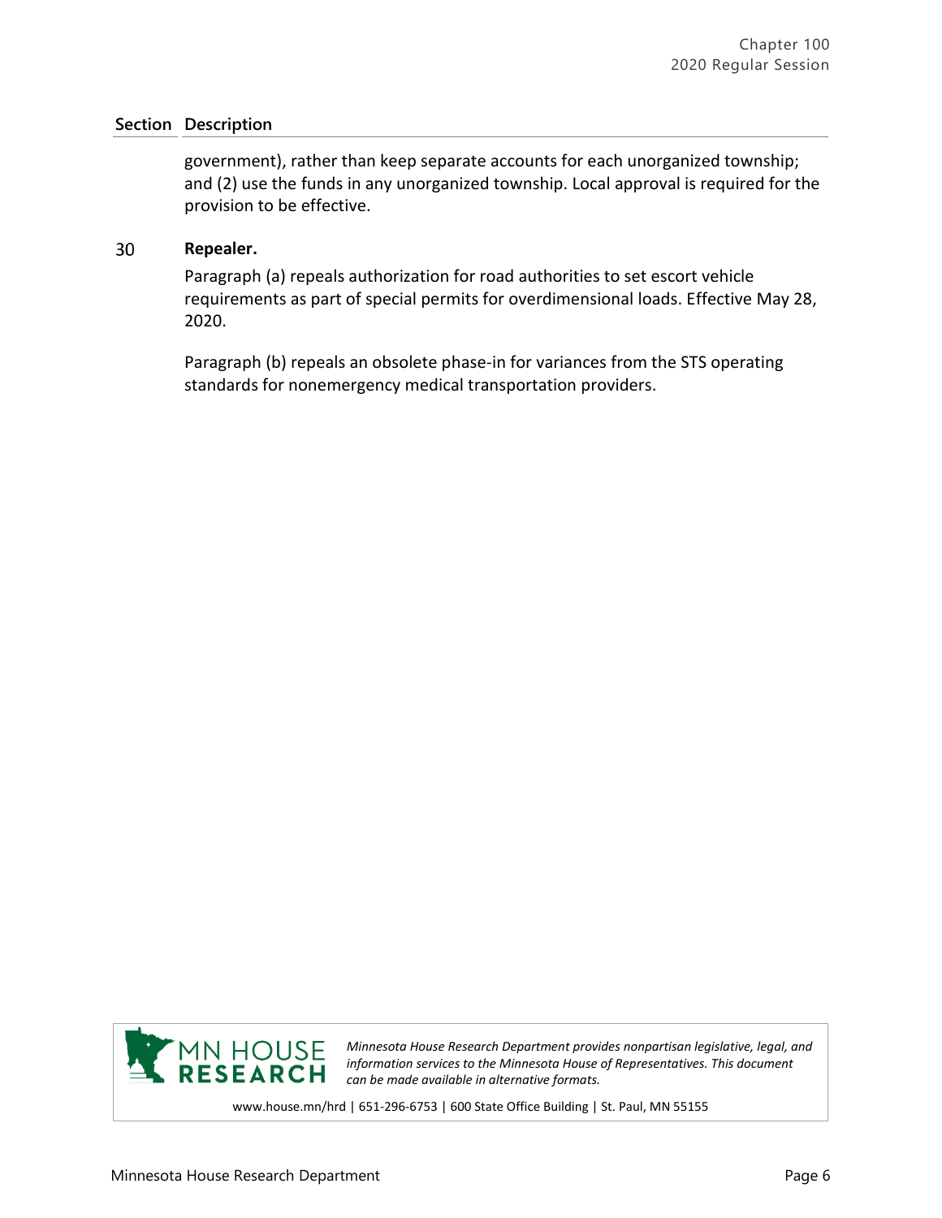| Section | Description |
|---|---|
| | government), rather than keep separate accounts for each unorganized township; and (2) use the funds in any unorganized township. Local approval is required for the provision to be effective. |
| 30 | **Repealer.**<br>Paragraph (a) repeals authorization for road authorities to set escort vehicle requirements as part of special permits for overdimensional loads. Effective May 28, 2020.<br><br>Paragraph (b) repeals an obsolete phase-in for variances from the STS operating standards for nonemergency medical transportation providers. |

MN HOUSE RESEARCH

*Minnesota House Research Department provides nonpartisan legislative, legal, and information services to the Minnesota House of Representatives. This document can be made available in alternative formats.*

www.house.mn/hrd | 651-296-6753 | 600 State Office Building | St. Paul, MN 55155